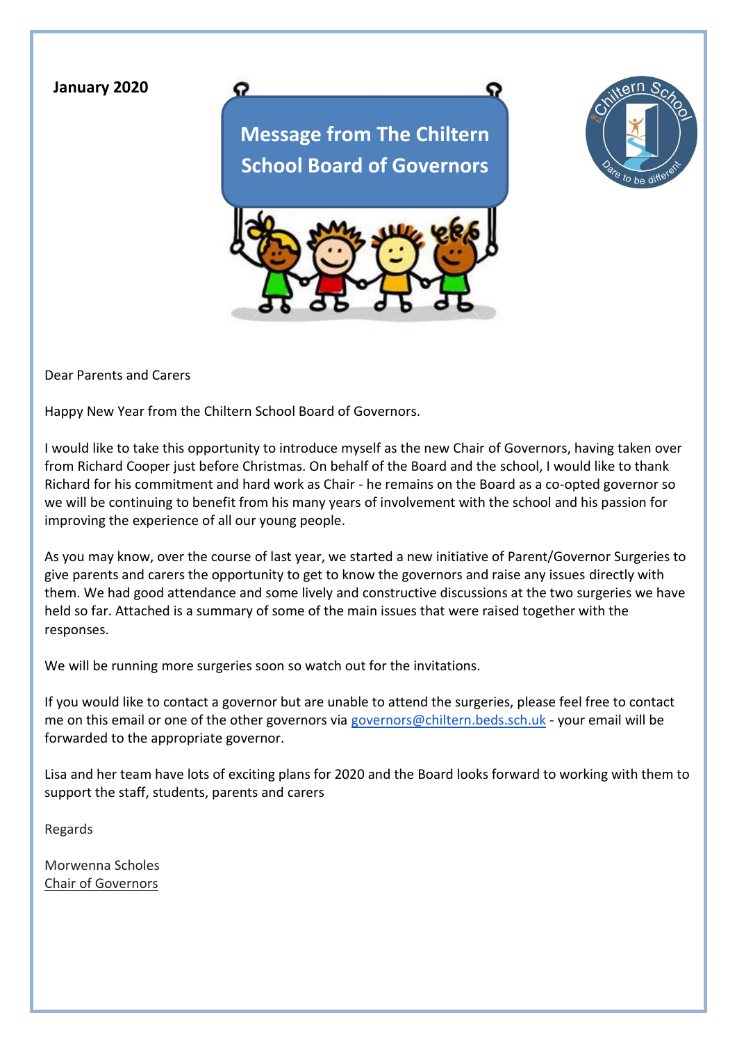**January 2020**

# Message from The Chiltern School Board of Governors

Dear Parents and Carers

Happy New Year from the Chiltern School Board of Governors.

I would like to take this opportunity to introduce myself as the new Chair of Governors, having taken over from Richard Cooper just before Christmas. On behalf of the Board and the school, I would like to thank Richard for his commitment and hard work as Chair - he remains on the Board as a co-opted governor so we will be continuing to benefit from his many years of involvement with the school and his passion for improving the experience of all our young people.

As you may know, over the course of last year, we started a new initiative of Parent/Governor Surgeries to give parents and carers the opportunity to get to know the governors and raise any issues directly with them. We had good attendance and some lively and constructive discussions at the two surgeries we have held so far. Attached is a summary of some of the main issues that were raised together with the responses.

We will be running more surgeries soon so watch out for the invitations.

If you would like to contact a governor but are unable to attend the surgeries, please feel free to contact me on this email or one of the other governors via governors@chiltern.beds.sch.uk - your email will be forwarded to the appropriate governor.

Lisa and her team have lots of exciting plans for 2020 and the Board looks forward to working with them to support the staff, students, parents and carers

Regards

Morwenna Scholes
Chair of Governors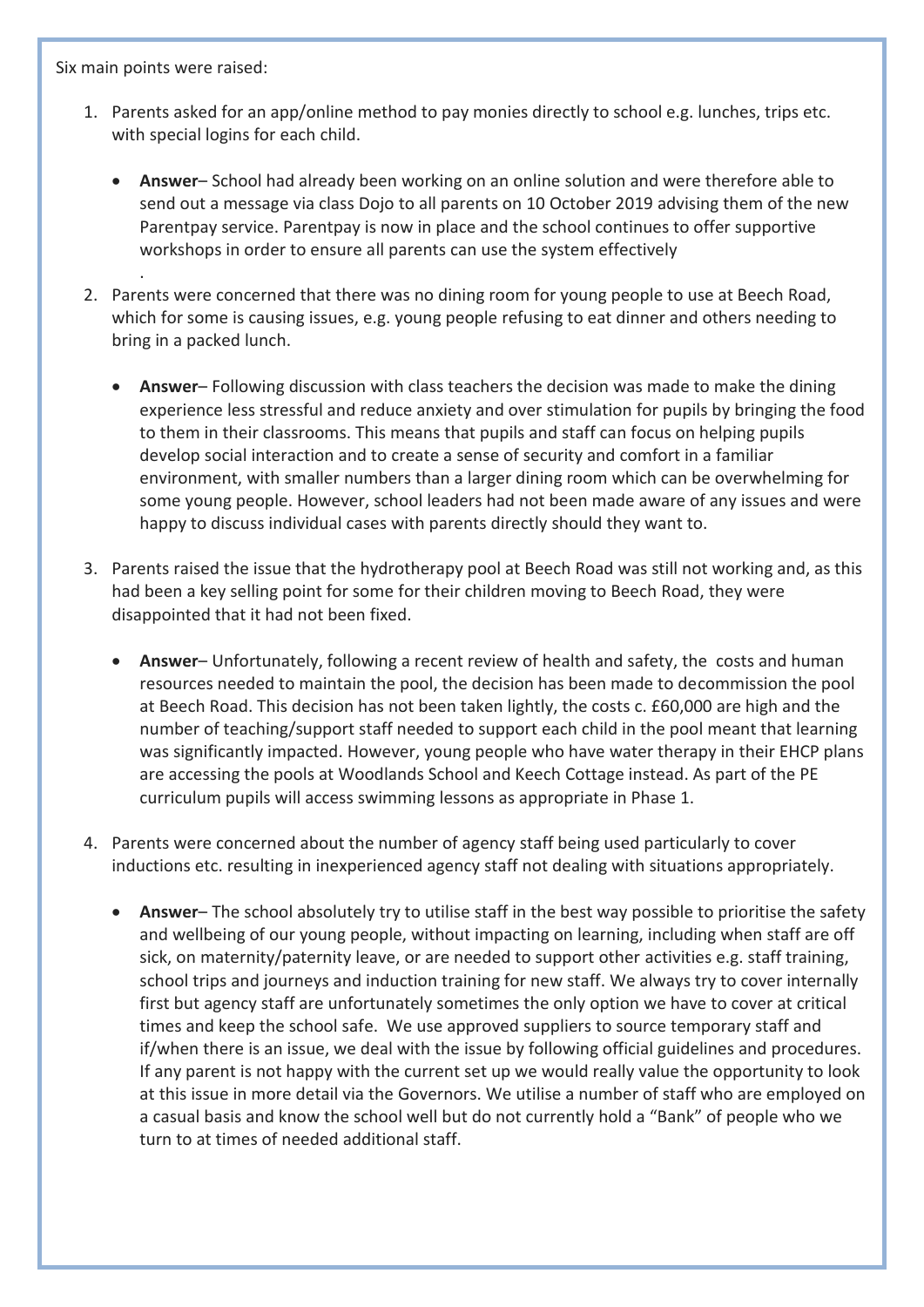Six main points were raised:

1. Parents asked for an app/online method to pay monies directly to school e.g. lunches, trips etc. with special logins for each child.

   - **Answer**– School had already been working on an online solution and were therefore able to send out a message via class Dojo to all parents on 10 October 2019 advising them of the new Parentpay service. Parentpay is now in place and the school continues to offer supportive workshops in order to ensure all parents can use the system effectively

   .

2. Parents were concerned that there was no dining room for young people to use at Beech Road, which for some is causing issues, e.g. young people refusing to eat dinner and others needing to bring in a packed lunch.

   - **Answer**– Following discussion with class teachers the decision was made to make the dining experience less stressful and reduce anxiety and over stimulation for pupils by bringing the food to them in their classrooms. This means that pupils and staff can focus on helping pupils develop social interaction and to create a sense of security and comfort in a familiar environment, with smaller numbers than a larger dining room which can be overwhelming for some young people. However, school leaders had not been made aware of any issues and were happy to discuss individual cases with parents directly should they want to.

3. Parents raised the issue that the hydrotherapy pool at Beech Road was still not working and, as this had been a key selling point for some for their children moving to Beech Road, they were disappointed that it had not been fixed.

   - **Answer**– Unfortunately, following a recent review of health and safety, the costs and human resources needed to maintain the pool, the decision has been made to decommission the pool at Beech Road. This decision has not been taken lightly, the costs c. £60,000 are high and the number of teaching/support staff needed to support each child in the pool meant that learning was significantly impacted. However, young people who have water therapy in their EHCP plans are accessing the pools at Woodlands School and Keech Cottage instead. As part of the PE curriculum pupils will access swimming lessons as appropriate in Phase 1.

4. Parents were concerned about the number of agency staff being used particularly to cover inductions etc. resulting in inexperienced agency staff not dealing with situations appropriately.

   - **Answer**– The school absolutely try to utilise staff in the best way possible to prioritise the safety and wellbeing of our young people, without impacting on learning, including when staff are off sick, on maternity/paternity leave, or are needed to support other activities e.g. staff training, school trips and journeys and induction training for new staff. We always try to cover internally first but agency staff are unfortunately sometimes the only option we have to cover at critical times and keep the school safe. We use approved suppliers to source temporary staff and if/when there is an issue, we deal with the issue by following official guidelines and procedures. If any parent is not happy with the current set up we would really value the opportunity to look at this issue in more detail via the Governors. We utilise a number of staff who are employed on a casual basis and know the school well but do not currently hold a "Bank" of people who we turn to at times of needed additional staff.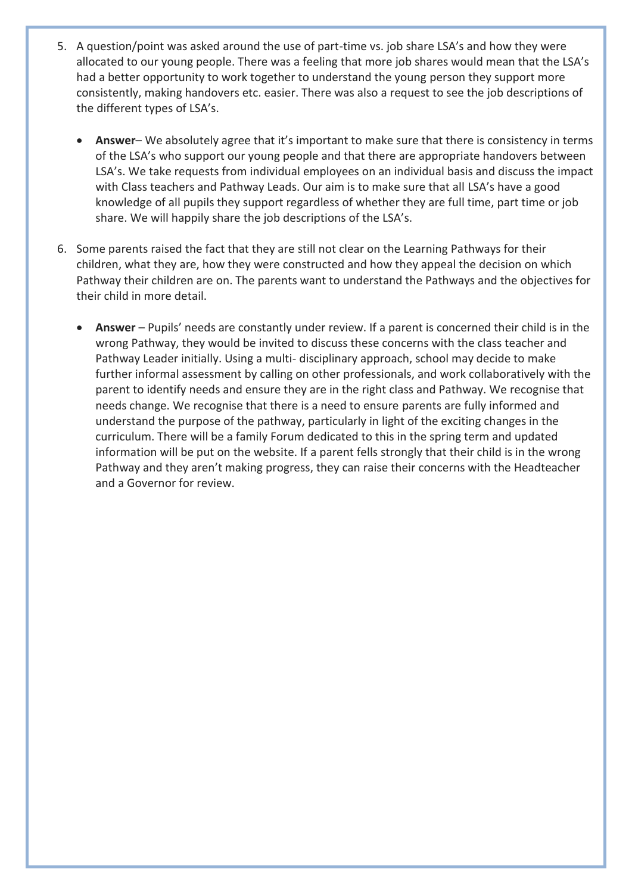5. A question/point was asked around the use of part-time vs. job share LSA's and how they were allocated to our young people. There was a feeling that more job shares would mean that the LSA's had a better opportunity to work together to understand the young person they support more consistently, making handovers etc. easier. There was also a request to see the job descriptions of the different types of LSA's.

    - **Answer**– We absolutely agree that it's important to make sure that there is consistency in terms of the LSA's who support our young people and that there are appropriate handovers between LSA's. We take requests from individual employees on an individual basis and discuss the impact with Class teachers and Pathway Leads. Our aim is to make sure that all LSA's have a good knowledge of all pupils they support regardless of whether they are full time, part time or job share. We will happily share the job descriptions of the LSA's.

6. Some parents raised the fact that they are still not clear on the Learning Pathways for their children, what they are, how they were constructed and how they appeal the decision on which Pathway their children are on. The parents want to understand the Pathways and the objectives for their child in more detail.

    - **Answer** – Pupils' needs are constantly under review. If a parent is concerned their child is in the wrong Pathway, they would be invited to discuss these concerns with the class teacher and Pathway Leader initially. Using a multi- disciplinary approach, school may decide to make further informal assessment by calling on other professionals, and work collaboratively with the parent to identify needs and ensure they are in the right class and Pathway. We recognise that needs change. We recognise that there is a need to ensure parents are fully informed and understand the purpose of the pathway, particularly in light of the exciting changes in the curriculum. There will be a family Forum dedicated to this in the spring term and updated information will be put on the website. If a parent fells strongly that their child is in the wrong Pathway and they aren't making progress, they can raise their concerns with the Headteacher and a Governor for review.